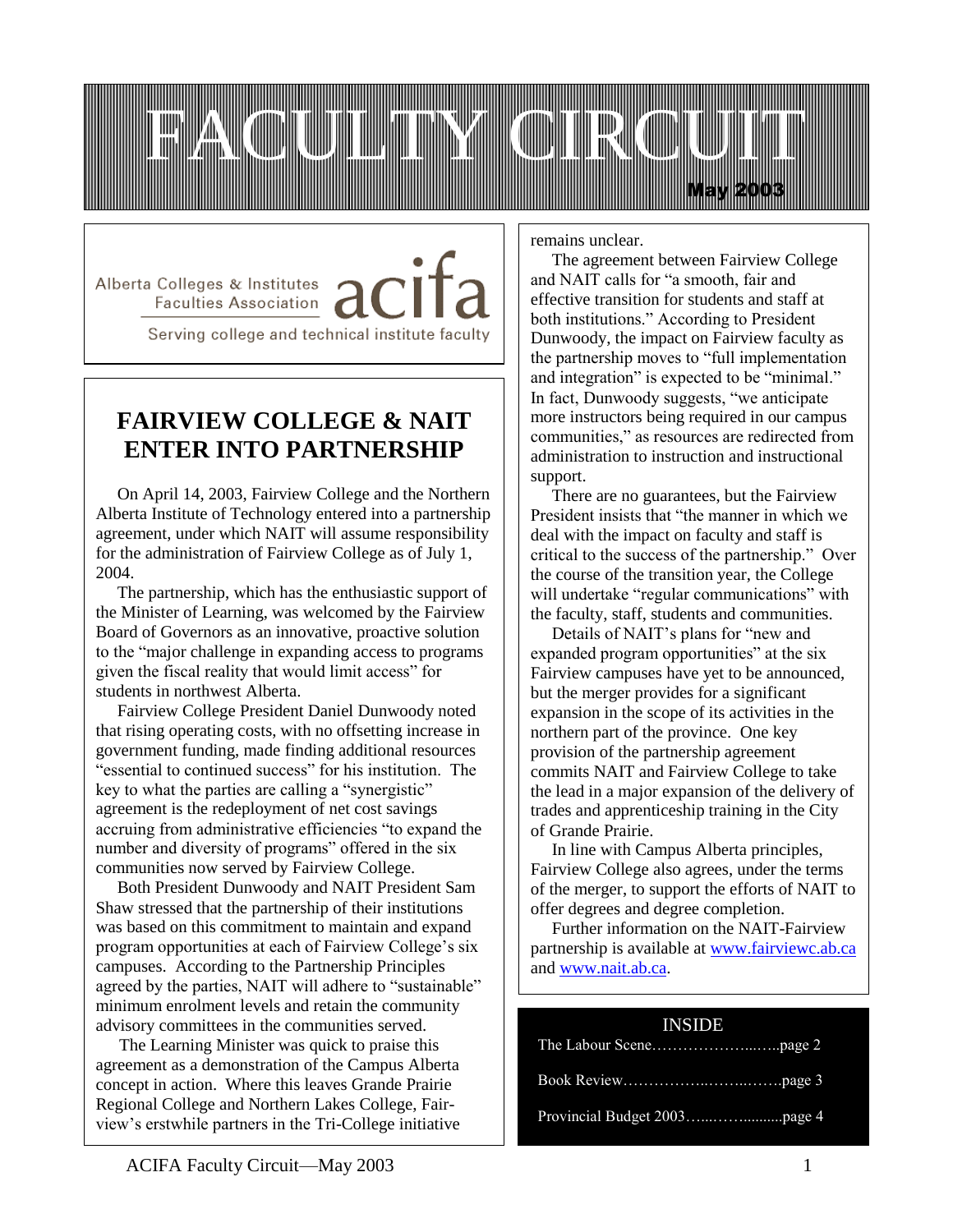# FACULTY CIRCUIT

May 2003

Alberta Colleges & Institutes Faculties Association **acifa**

Serving college and technical institute faculty

## FAIRVIEW COLLEGE & NAIT ENTER INTO PARTNERSHIP

On April 14, 2003, Fairview College and the Northern Alberta Institute of Technology entered into a partnership agreement, under which NAIT will assume responsibility for the administration of Fairview College as of July 1, 2004.

The partnership, which has the enthusiastic support of the Minister of Learning, was welcomed by the Fairview Board of Governors as an innovative, proactive solution to the "major challenge in expanding access to programs given the fiscal reality that would limit access" for students in northwest Alberta.

Fairview College President Daniel Dunwoody noted that rising operating costs, with no offsetting increase in government funding, made finding additional resources "essential to continued success" for his institution. The key to what the parties are calling a "synergistic" agreement is the redeployment of net cost savings accruing from administrative efficiencies "to expand the number and diversity of programs" offered in the six communities now served by Fairview College.

Both President Dunwoody and NAIT President Sam Shaw stressed that the partnership of their institutions was based on this commitment to maintain and expand program opportunities at each of Fairview College's six campuses. According to the Partnership Principles agreed by the parties, NAIT will adhere to "sustainable" minimum enrolment levels and retain the community advisory committees in the communities served.

The Learning Minister was quick to praise this agreement as a demonstration of the Campus Alberta concept in action. Where this leaves Grande Prairie Regional College and Northern Lakes College, Fairview's erstwhile partners in the Tri-College initiative remains unclear.

The agreement between Fairview College and NAIT calls for "a smooth, fair and effective transition for students and staff at both institutions." According to President Dunwoody, the impact on Fairview faculty as the partnership moves to "full implementation and integration" is expected to be "minimal." In fact, Dunwoody suggests, "we anticipate more instructors being required in our campus communities," as resources are redirected from administration to instruction and instructional support.

There are no guarantees, but the Fairview President insists that "the manner in which we deal with the impact on faculty and staff is critical to the success of the partnership." Over the course of the transition year, the College will undertake "regular communications" with the faculty, staff, students and communities.

Details of NAIT's plans for "new and expanded program opportunities" at the six Fairview campuses have yet to be announced, but the merger provides for a significant expansion in the scope of its activities in the northern part of the province. One key provision of the partnership agreement commits NAIT and Fairview College to take the lead in a major expansion of the delivery of trades and apprenticeship training in the City of Grande Prairie.

In line with Campus Alberta principles, Fairview College also agrees, under the terms of the merger, to support the efforts of NAIT to offer degrees and degree completion.

Further information on the NAIT-Fairview partnership is available at [www.fairviewc.ab.ca](http://www.fairviewc.ab.ca) and [www.nait.ab.ca](http://www.nait.ab.ca).

**INSIDE**

The Labour Scene………………...….page 2

Book Review……………..……..…….page 3

Provincial Budget 2003…..……..........page 4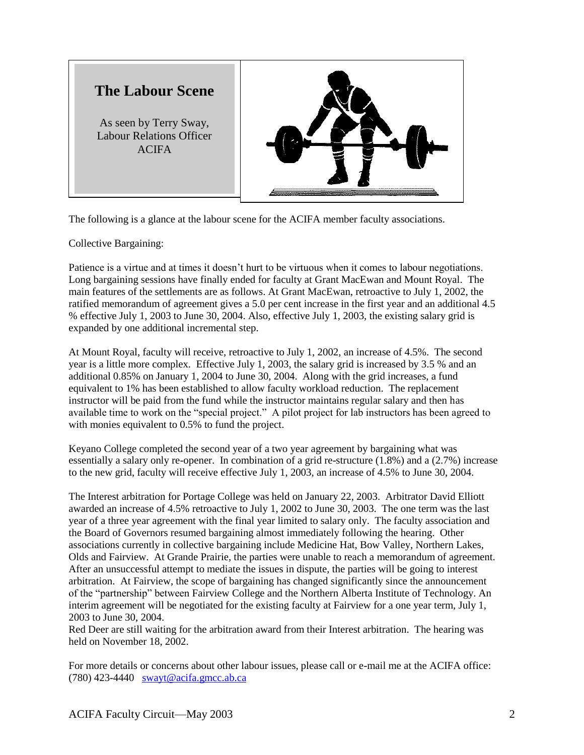# The Labour Scene

As seen by Terry Sway,
Labour Relations Officer
ACIFA

The following is a glance at the labour scene for the ACIFA member faculty associations.

Collective Bargaining:

Patience is a virtue and at times it doesn't hurt to be virtuous when it comes to labour negotiations. Long bargaining sessions have finally ended for faculty at Grant MacEwan and Mount Royal. The main features of the settlements are as follows. At Grant MacEwan, retroactive to July 1, 2002, the ratified memorandum of agreement gives a 5.0 per cent increase in the first year and an additional 4.5 % effective July 1, 2003 to June 30, 2004. Also, effective July 1, 2003, the existing salary grid is expanded by one additional incremental step.

At Mount Royal, faculty will receive, retroactive to July 1, 2002, an increase of 4.5%. The second year is a little more complex. Effective July 1, 2003, the salary grid is increased by 3.5 % and an additional 0.85% on January 1, 2004 to June 30, 2004. Along with the grid increases, a fund equivalent to 1% has been established to allow faculty workload reduction. The replacement instructor will be paid from the fund while the instructor maintains regular salary and then has available time to work on the "special project." A pilot project for lab instructors has been agreed to with monies equivalent to 0.5% to fund the project.

Keyano College completed the second year of a two year agreement by bargaining what was essentially a salary only re-opener. In combination of a grid re-structure (1.8%) and a (2.7%) increase to the new grid, faculty will receive effective July 1, 2003, an increase of 4.5% to June 30, 2004.

The Interest arbitration for Portage College was held on January 22, 2003. Arbitrator David Elliott awarded an increase of 4.5% retroactive to July 1, 2002 to June 30, 2003. The one term was the last year of a three year agreement with the final year limited to salary only. The faculty association and the Board of Governors resumed bargaining almost immediately following the hearing. Other associations currently in collective bargaining include Medicine Hat, Bow Valley, Northern Lakes, Olds and Fairview. At Grande Prairie, the parties were unable to reach a memorandum of agreement. After an unsuccessful attempt to mediate the issues in dispute, the parties will be going to interest arbitration. At Fairview, the scope of bargaining has changed significantly since the announcement of the "partnership" between Fairview College and the Northern Alberta Institute of Technology. An interim agreement will be negotiated for the existing faculty at Fairview for a one year term, July 1, 2003 to June 30, 2004.
Red Deer are still waiting for the arbitration award from their Interest arbitration. The hearing was held on November 18, 2002.

For more details or concerns about other labour issues, please call or e-mail me at the ACIFA office: (780) 423-4440 swayt@acifa.gmcc.ab.ca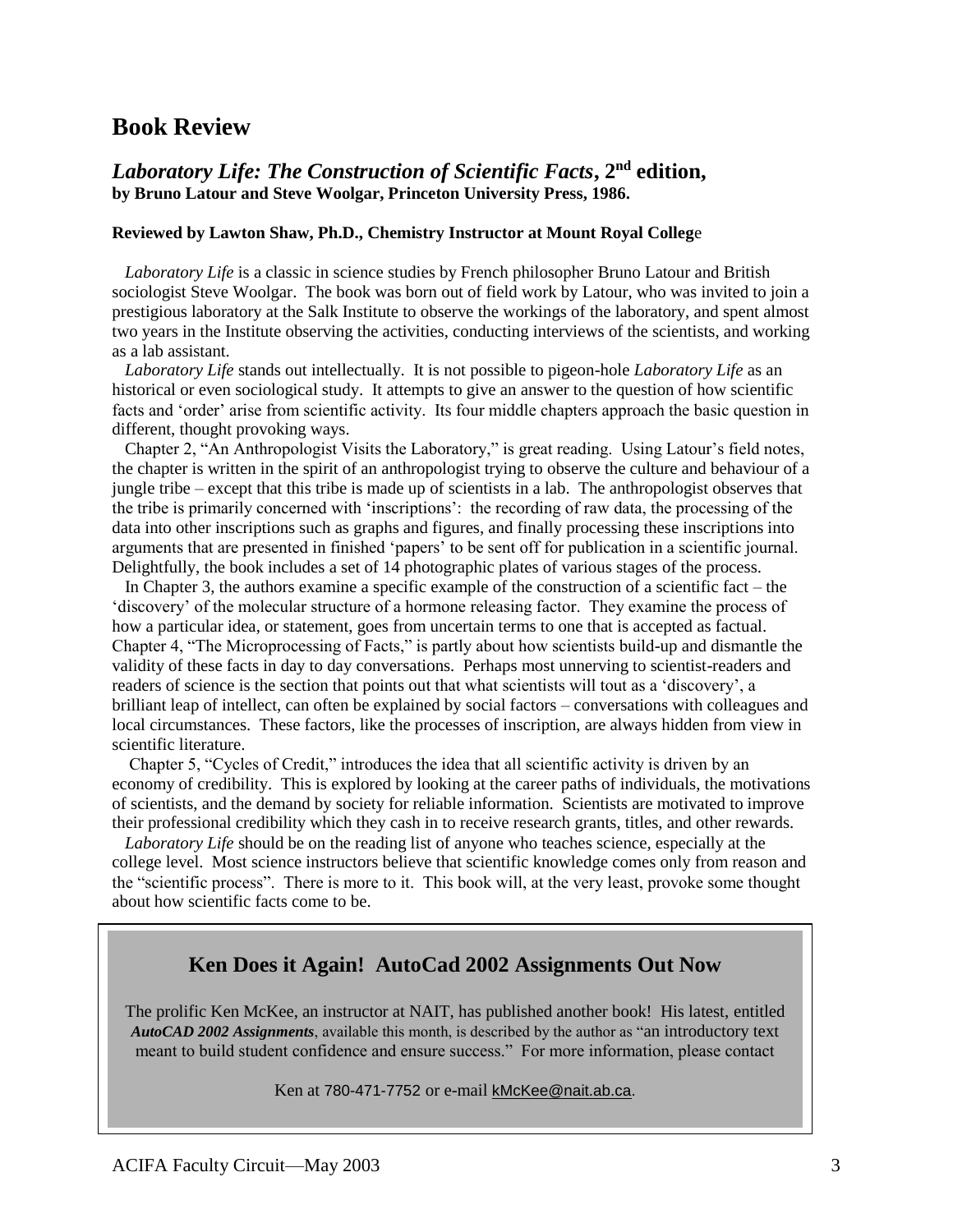# Book Review

## *Laboratory Life: The Construction of Scientific Facts*, 2nd edition,

**by Bruno Latour and Steve Woolgar, Princeton University Press, 1986.**

**Reviewed by Lawton Shaw, Ph.D., Chemistry Instructor at Mount Royal College**

*Laboratory Life* is a classic in science studies by French philosopher Bruno Latour and British sociologist Steve Woolgar. The book was born out of field work by Latour, who was invited to join a prestigious laboratory at the Salk Institute to observe the workings of the laboratory, and spent almost two years in the Institute observing the activities, conducting interviews of the scientists, and working as a lab assistant.

*Laboratory Life* stands out intellectually. It is not possible to pigeon-hole *Laboratory Life* as an historical or even sociological study. It attempts to give an answer to the question of how scientific facts and 'order' arise from scientific activity. Its four middle chapters approach the basic question in different, thought provoking ways.

Chapter 2, "An Anthropologist Visits the Laboratory," is great reading. Using Latour's field notes, the chapter is written in the spirit of an anthropologist trying to observe the culture and behaviour of a jungle tribe – except that this tribe is made up of scientists in a lab. The anthropologist observes that the tribe is primarily concerned with 'inscriptions': the recording of raw data, the processing of the data into other inscriptions such as graphs and figures, and finally processing these inscriptions into arguments that are presented in finished 'papers' to be sent off for publication in a scientific journal. Delightfully, the book includes a set of 14 photographic plates of various stages of the process.

In Chapter 3, the authors examine a specific example of the construction of a scientific fact – the 'discovery' of the molecular structure of a hormone releasing factor. They examine the process of how a particular idea, or statement, goes from uncertain terms to one that is accepted as factual. Chapter 4, "The Microprocessing of Facts," is partly about how scientists build-up and dismantle the validity of these facts in day to day conversations. Perhaps most unnerving to scientist-readers and readers of science is the section that points out that what scientists will tout as a 'discovery', a brilliant leap of intellect, can often be explained by social factors – conversations with colleagues and local circumstances. These factors, like the processes of inscription, are always hidden from view in scientific literature.

Chapter 5, "Cycles of Credit," introduces the idea that all scientific activity is driven by an economy of credibility. This is explored by looking at the career paths of individuals, the motivations of scientists, and the demand by society for reliable information. Scientists are motivated to improve their professional credibility which they cash in to receive research grants, titles, and other rewards.

*Laboratory Life* should be on the reading list of anyone who teaches science, especially at the college level. Most science instructors believe that scientific knowledge comes only from reason and the "scientific process". There is more to it. This book will, at the very least, provoke some thought about how scientific facts come to be.

## Ken Does it Again! AutoCad 2002 Assignments Out Now

The prolific Ken McKee, an instructor at NAIT, has published another book! His latest, entitled ***AutoCAD 2002 Assignments***, available this month, is described by the author as "an introductory text meant to build student confidence and ensure success." For more information, please contact

Ken at 780-471-7752 or e-mail kMcKee@nait.ab.ca.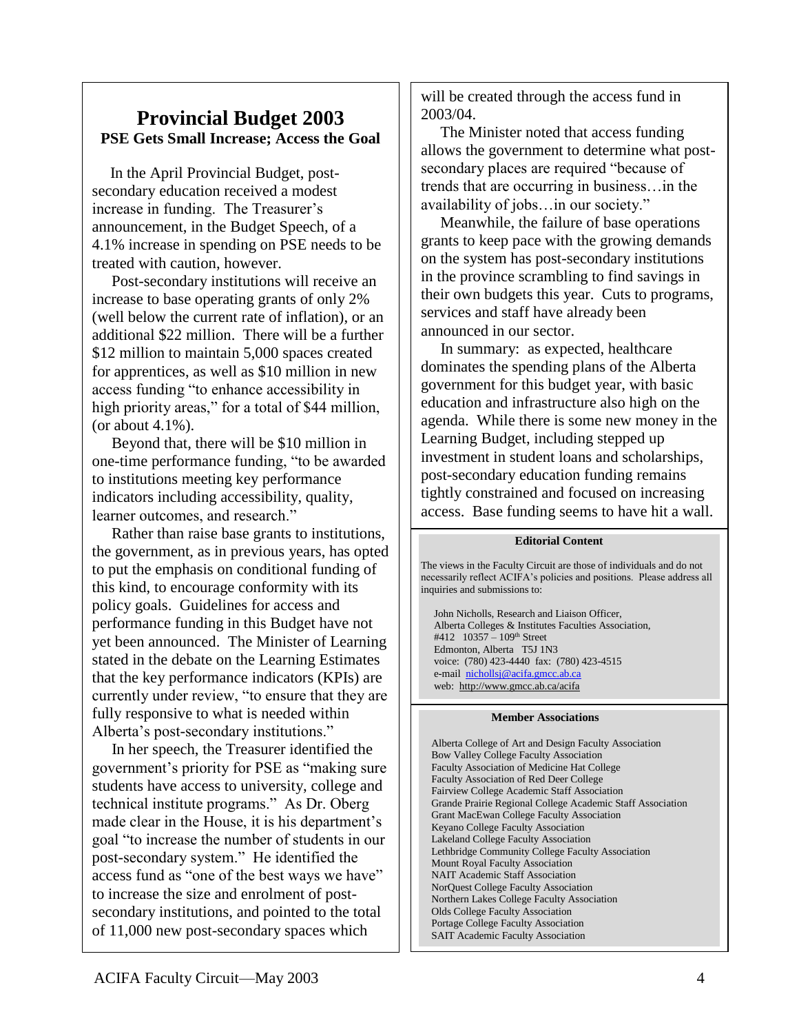# Provincial Budget 2003

## PSE Gets Small Increase; Access the Goal

In the April Provincial Budget, post-secondary education received a modest increase in funding. The Treasurer's announcement, in the Budget Speech, of a 4.1% increase in spending on PSE needs to be treated with caution, however.

Post-secondary institutions will receive an increase to base operating grants of only 2% (well below the current rate of inflation), or an additional $22 million. There will be a further $12 million to maintain 5,000 spaces created for apprentices, as well as $10 million in new access funding "to enhance accessibility in high priority areas," for a total of $44 million, (or about 4.1%).

Beyond that, there will be $10 million in one-time performance funding, "to be awarded to institutions meeting key performance indicators including accessibility, quality, learner outcomes, and research."

Rather than raise base grants to institutions, the government, as in previous years, has opted to put the emphasis on conditional funding of this kind, to encourage conformity with its policy goals. Guidelines for access and performance funding in this Budget have not yet been announced. The Minister of Learning stated in the debate on the Learning Estimates that the key performance indicators (KPIs) are currently under review, "to ensure that they are fully responsive to what is needed within Alberta's post-secondary institutions."

In her speech, the Treasurer identified the government's priority for PSE as "making sure students have access to university, college and technical institute programs." As Dr. Oberg made clear in the House, it is his department's goal "to increase the number of students in our post-secondary system." He identified the access fund as "one of the best ways we have" to increase the size and enrolment of post-secondary institutions, and pointed to the total of 11,000 new post-secondary spaces which will be created through the access fund in 2003/04.

The Minister noted that access funding allows the government to determine what post-secondary places are required "because of trends that are occurring in business…in the availability of jobs…in our society."

Meanwhile, the failure of base operations grants to keep pace with the growing demands on the system has post-secondary institutions in the province scrambling to find savings in their own budgets this year. Cuts to programs, services and staff have already been announced in our sector.

In summary: as expected, healthcare dominates the spending plans of the Alberta government for this budget year, with basic education and infrastructure also high on the agenda. While there is some new money in the Learning Budget, including stepped up investment in student loans and scholarships, post-secondary education funding remains tightly constrained and focused on increasing access. Base funding seems to have hit a wall.

**Editorial Content**

The views in the Faculty Circuit are those of individuals and do not necessarily reflect ACIFA's policies and positions. Please address all inquiries and submissions to:

John Nicholls, Research and Liaison Officer,
Alberta Colleges & Institutes Faculties Association,
#412 10357 – 109th Street
Edmonton, Alberta T5J 1N3
voice: (780) 423-4440 fax: (780) 423-4515
e-mail nichollsj@acifa.gmcc.ab.ca
web: http://www.gmcc.ab.ca/acifa

**Member Associations**

Alberta College of Art and Design Faculty Association
Bow Valley College Faculty Association
Faculty Association of Medicine Hat College
Faculty Association of Red Deer College
Fairview College Academic Staff Association
Grande Prairie Regional College Academic Staff Association
Grant MacEwan College Faculty Association
Keyano College Faculty Association
Lakeland College Faculty Association
Lethbridge Community College Faculty Association
Mount Royal Faculty Association
NAIT Academic Staff Association
NorQuest College Faculty Association
Northern Lakes College Faculty Association
Olds College Faculty Association
Portage College Faculty Association
SAIT Academic Faculty Association